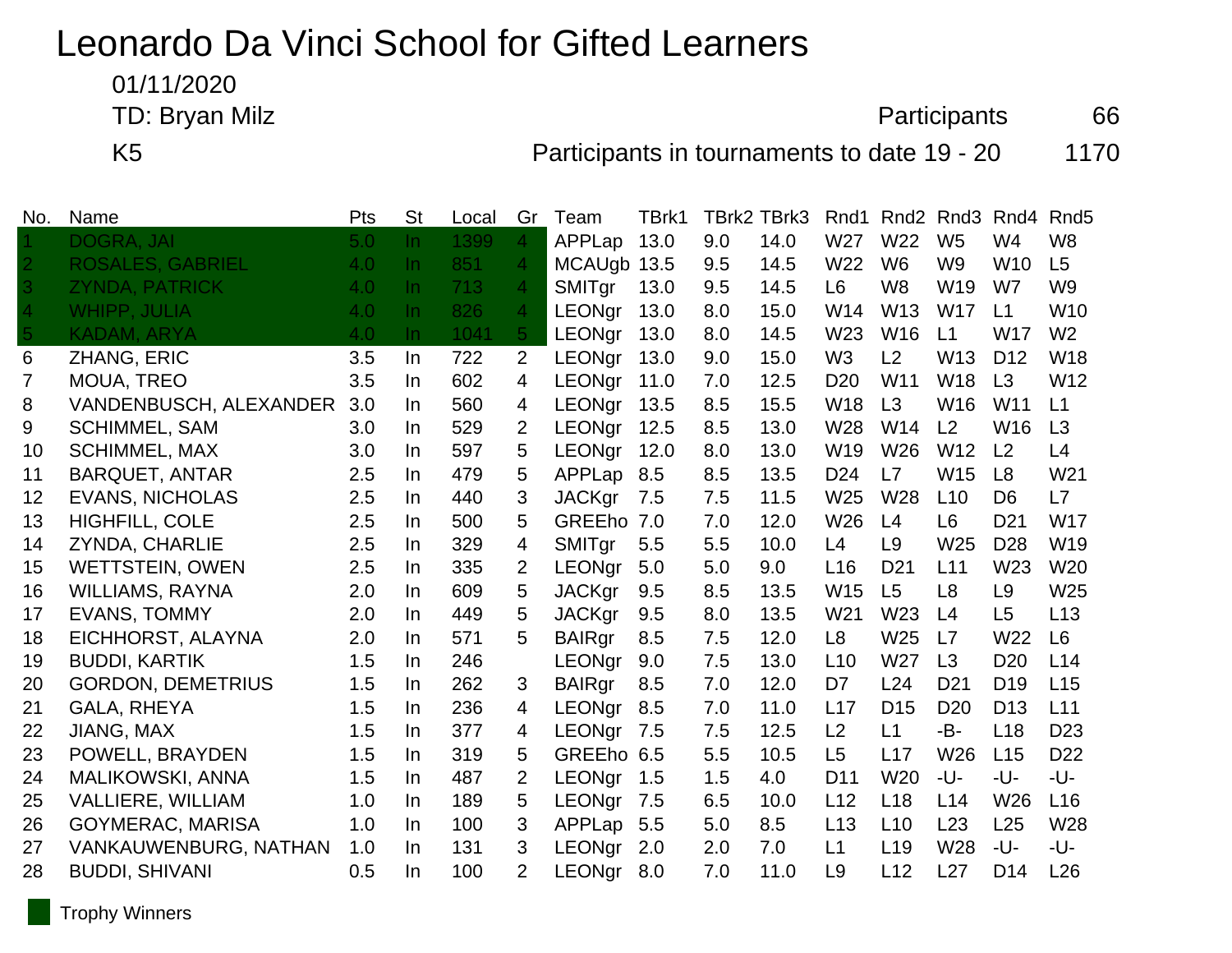# Leonardo Da Vinci School for Gifted Learners

01/11/2020

TD: Bryan Milz

K5

Participants 66

Participants in tournaments to date 19 - 20 1170

| No. | Name | Pts | St | Local | Gr | Team | TBrk1 | TBrk2 | TBrk3 | Rnd1 | Rnd2 | Rnd3 | Rnd4 | Rnd5 |
|---|---|---|---|---|---|---|---|---|---|---|---|---|---|---|
| 1 | DOGRA, JAI | 5.0 | In | 1399 | 4 | APPLap | 13.0 | 9.0 | 14.0 | W27 | W22 | W5 | W4 | W8 |
| 2 | ROSALES, GABRIEL | 4.0 | In | 851 | 4 | MCAUgb | 13.5 | 9.5 | 14.5 | W22 | W6 | W9 | W10 | L5 |
| 3 | ZYNDA, PATRICK | 4.0 | In | 713 | 4 | SMITgr | 13.0 | 9.5 | 14.5 | L6 | W8 | W19 | W7 | W9 |
| 4 | WHIPP, JULIA | 4.0 | In | 826 | 4 | LEONgr | 13.0 | 8.0 | 15.0 | W14 | W13 | W17 | L1 | W10 |
| 5 | KADAM, ARYA | 4.0 | In | 1041 | 5 | LEONgr | 13.0 | 8.0 | 14.5 | W23 | W16 | L1 | W17 | W2 |
| 6 | ZHANG, ERIC | 3.5 | In | 722 | 2 | LEONgr | 13.0 | 9.0 | 15.0 | W3 | L2 | W13 | D12 | W18 |
| 7 | MOUA, TREO | 3.5 | In | 602 | 4 | LEONgr | 11.0 | 7.0 | 12.5 | D20 | W11 | W18 | L3 | W12 |
| 8 | VANDENBUSCH, ALEXANDER | 3.0 | In | 560 | 4 | LEONgr | 13.5 | 8.5 | 15.5 | W18 | L3 | W16 | W11 | L1 |
| 9 | SCHIMMEL, SAM | 3.0 | In | 529 | 2 | LEONgr | 12.5 | 8.5 | 13.0 | W28 | W14 | L2 | W16 | L3 |
| 10 | SCHIMMEL, MAX | 3.0 | In | 597 | 5 | LEONgr | 12.0 | 8.0 | 13.0 | W19 | W26 | W12 | L2 | L4 |
| 11 | BARQUET, ANTAR | 2.5 | In | 479 | 5 | APPLap | 8.5 | 8.5 | 13.5 | D24 | L7 | W15 | L8 | W21 |
| 12 | EVANS, NICHOLAS | 2.5 | In | 440 | 3 | JACKgr | 7.5 | 7.5 | 11.5 | W25 | W28 | L10 | D6 | L7 |
| 13 | HIGHFILL, COLE | 2.5 | In | 500 | 5 | GREEho | 7.0 | 7.0 | 12.0 | W26 | L4 | L6 | D21 | W17 |
| 14 | ZYNDA, CHARLIE | 2.5 | In | 329 | 4 | SMITgr | 5.5 | 5.5 | 10.0 | L4 | L9 | W25 | D28 | W19 |
| 15 | WETTSTEIN, OWEN | 2.5 | In | 335 | 2 | LEONgr | 5.0 | 5.0 | 9.0 | L16 | D21 | L11 | W23 | W20 |
| 16 | WILLIAMS, RAYNA | 2.0 | In | 609 | 5 | JACKgr | 9.5 | 8.5 | 13.5 | W15 | L5 | L8 | L9 | W25 |
| 17 | EVANS, TOMMY | 2.0 | In | 449 | 5 | JACKgr | 9.5 | 8.0 | 13.5 | W21 | W23 | L4 | L5 | L13 |
| 18 | EICHHORST, ALAYNA | 2.0 | In | 571 | 5 | BAIRgr | 8.5 | 7.5 | 12.0 | L8 | W25 | L7 | W22 | L6 |
| 19 | BUDDI, KARTIK | 1.5 | In | 246 | | LEONgr | 9.0 | 7.5 | 13.0 | L10 | W27 | L3 | D20 | L14 |
| 20 | GORDON, DEMETRIUS | 1.5 | In | 262 | 3 | BAIRgr | 8.5 | 7.0 | 12.0 | D7 | L24 | D21 | D19 | L15 |
| 21 | GALA, RHEYA | 1.5 | In | 236 | 4 | LEONgr | 8.5 | 7.0 | 11.0 | L17 | D15 | D20 | D13 | L11 |
| 22 | JIANG, MAX | 1.5 | In | 377 | 4 | LEONgr | 7.5 | 7.5 | 12.5 | L2 | L1 | -B- | L18 | D23 |
| 23 | POWELL, BRAYDEN | 1.5 | In | 319 | 5 | GREEho | 6.5 | 5.5 | 10.5 | L5 | L17 | W26 | L15 | D22 |
| 24 | MALIKOWSKI, ANNA | 1.5 | In | 487 | 2 | LEONgr | 1.5 | 1.5 | 4.0 | D11 | W20 | -U- | -U- | -U- |
| 25 | VALLIERE, WILLIAM | 1.0 | In | 189 | 5 | LEONgr | 7.5 | 6.5 | 10.0 | L12 | L18 | L14 | W26 | L16 |
| 26 | GOYMERAC, MARISA | 1.0 | In | 100 | 3 | APPLap | 5.5 | 5.0 | 8.5 | L13 | L10 | L23 | L25 | W28 |
| 27 | VANKAUWENBURG, NATHAN | 1.0 | In | 131 | 3 | LEONgr | 2.0 | 2.0 | 7.0 | L1 | L19 | W28 | -U- | -U- |
| 28 | BUDDI, SHIVANI | 0.5 | In | 100 | 2 | LEONgr | 8.0 | 7.0 | 11.0 | L9 | L12 | L27 | D14 | L26 |

Trophy Winners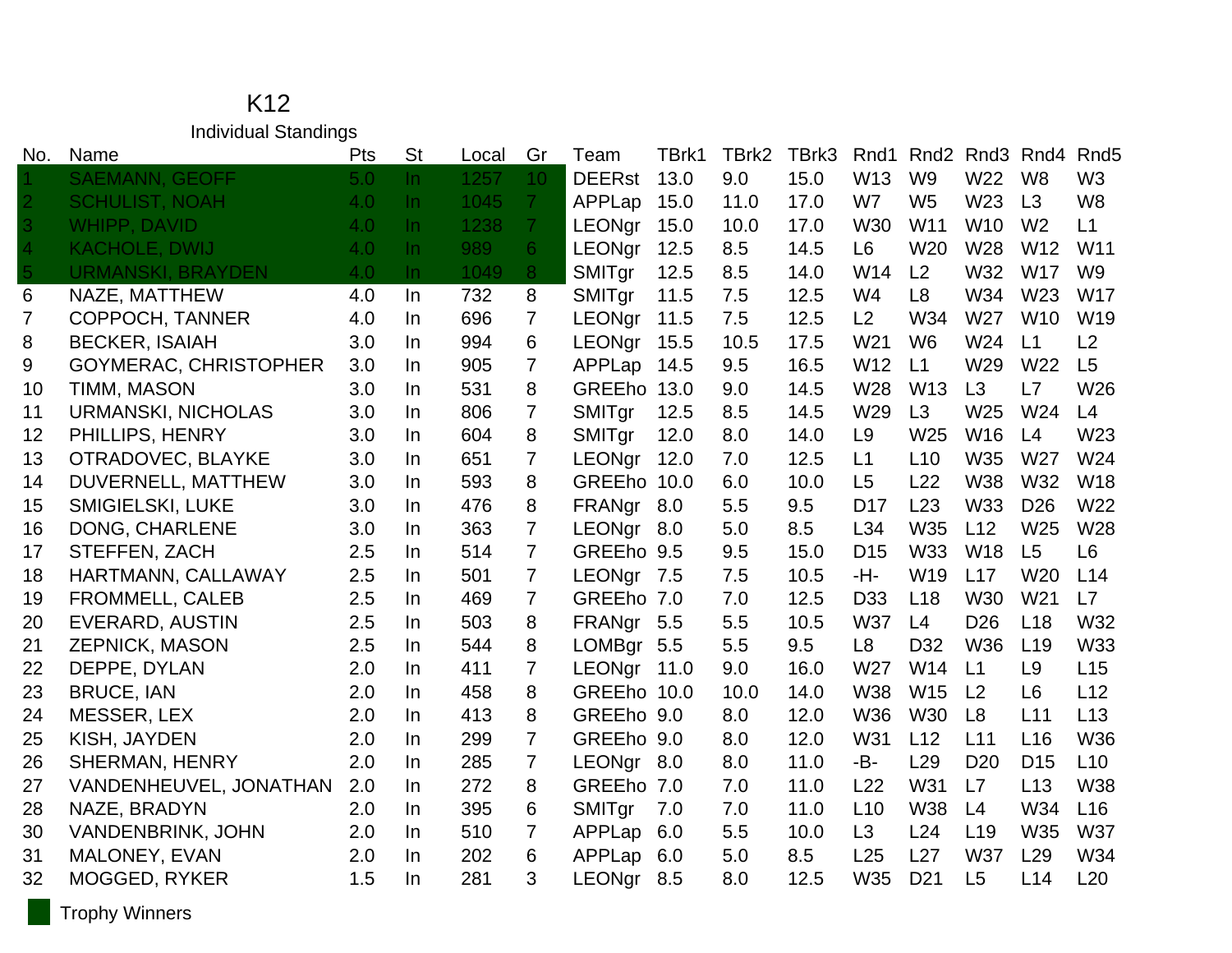# K12

## Individual Standings

| No. | Name | Pts | St | Local | Gr | Team | TBrk1 | TBrk2 | TBrk3 | Rnd1 | Rnd2 | Rnd3 | Rnd4 | Rnd5 |
|---|---|---|---|---|---|---|---|---|---|---|---|---|---|---|
| 1 | SAEMANN, GEOFF | 5.0 | In | 1257 | 10 | DEERst | 13.0 | 9.0 | 15.0 | W13 | W9 | W22 | W8 | W3 |
| 2 | SCHULIST, NOAH | 4.0 | In | 1045 | 7 | APPLap | 15.0 | 11.0 | 17.0 | W7 | W5 | W23 | L3 | W8 |
| 3 | WHIPP, DAVID | 4.0 | In | 1238 | 7 | LEONgr | 15.0 | 10.0 | 17.0 | W30 | W11 | W10 | W2 | L1 |
| 4 | KACHOLE, DWIJ | 4.0 | In | 989 | 6 | LEONgr | 12.5 | 8.5 | 14.5 | L6 | W20 | W28 | W12 | W11 |
| 5 | URMANSKI, BRAYDEN | 4.0 | In | 1049 | 8 | SMITgr | 12.5 | 8.5 | 14.0 | W14 | L2 | W32 | W17 | W9 |
| 6 | NAZE, MATTHEW | 4.0 | In | 732 | 8 | SMITgr | 11.5 | 7.5 | 12.5 | W4 | L8 | W34 | W23 | W17 |
| 7 | COPPOCH, TANNER | 4.0 | In | 696 | 7 | LEONgr | 11.5 | 7.5 | 12.5 | L2 | W34 | W27 | W10 | W19 |
| 8 | BECKER, ISAIAH | 3.0 | In | 994 | 6 | LEONgr | 15.5 | 10.5 | 17.5 | W21 | W6 | W24 | L1 | L2 |
| 9 | GOYMERAC, CHRISTOPHER | 3.0 | In | 905 | 7 | APPLap | 14.5 | 9.5 | 16.5 | W12 | L1 | W29 | W22 | L5 |
| 10 | TIMM, MASON | 3.0 | In | 531 | 8 | GREEho | 13.0 | 9.0 | 14.5 | W28 | W13 | L3 | L7 | W26 |
| 11 | URMANSKI, NICHOLAS | 3.0 | In | 806 | 7 | SMITgr | 12.5 | 8.5 | 14.5 | W29 | L3 | W25 | W24 | L4 |
| 12 | PHILLIPS, HENRY | 3.0 | In | 604 | 8 | SMITgr | 12.0 | 8.0 | 14.0 | L9 | W25 | W16 | L4 | W23 |
| 13 | OTRADOVEC, BLAYKE | 3.0 | In | 651 | 7 | LEONgr | 12.0 | 7.0 | 12.5 | L1 | L10 | W35 | W27 | W24 |
| 14 | DUVERNELL, MATTHEW | 3.0 | In | 593 | 8 | GREEho | 10.0 | 6.0 | 10.0 | L5 | L22 | W38 | W32 | W18 |
| 15 | SMIGIELSKI, LUKE | 3.0 | In | 476 | 8 | FRANgr | 8.0 | 5.5 | 9.5 | D17 | L23 | W33 | D26 | W22 |
| 16 | DONG, CHARLENE | 3.0 | In | 363 | 7 | LEONgr | 8.0 | 5.0 | 8.5 | L34 | W35 | L12 | W25 | W28 |
| 17 | STEFFEN, ZACH | 2.5 | In | 514 | 7 | GREEho | 9.5 | 9.5 | 15.0 | D15 | W33 | W18 | L5 | L6 |
| 18 | HARTMANN, CALLAWAY | 2.5 | In | 501 | 7 | LEONgr | 7.5 | 7.5 | 10.5 | -H- | W19 | L17 | W20 | L14 |
| 19 | FROMMELL, CALEB | 2.5 | In | 469 | 7 | GREEho | 7.0 | 7.0 | 12.5 | D33 | L18 | W30 | W21 | L7 |
| 20 | EVERARD, AUSTIN | 2.5 | In | 503 | 8 | FRANgr | 5.5 | 5.5 | 10.5 | W37 | L4 | D26 | L18 | W32 |
| 21 | ZEPNICK, MASON | 2.5 | In | 544 | 8 | LOMBgr | 5.5 | 5.5 | 9.5 | L8 | D32 | W36 | L19 | W33 |
| 22 | DEPPE, DYLAN | 2.0 | In | 411 | 7 | LEONgr | 11.0 | 9.0 | 16.0 | W27 | W14 | L1 | L9 | L15 |
| 23 | BRUCE, IAN | 2.0 | In | 458 | 8 | GREEho | 10.0 | 10.0 | 14.0 | W38 | W15 | L2 | L6 | L12 |
| 24 | MESSER, LEX | 2.0 | In | 413 | 8 | GREEho | 9.0 | 8.0 | 12.0 | W36 | W30 | L8 | L11 | L13 |
| 25 | KISH, JAYDEN | 2.0 | In | 299 | 7 | GREEho | 9.0 | 8.0 | 12.0 | W31 | L12 | L11 | L16 | W36 |
| 26 | SHERMAN, HENRY | 2.0 | In | 285 | 7 | LEONgr | 8.0 | 8.0 | 11.0 | -B- | L29 | D20 | D15 | L10 |
| 27 | VANDENHEUVEL, JONATHAN | 2.0 | In | 272 | 8 | GREEho | 7.0 | 7.0 | 11.0 | L22 | W31 | L7 | L13 | W38 |
| 28 | NAZE, BRADYN | 2.0 | In | 395 | 6 | SMITgr | 7.0 | 7.0 | 11.0 | L10 | W38 | L4 | W34 | L16 |
| 30 | VANDENBRINK, JOHN | 2.0 | In | 510 | 7 | APPLap | 6.0 | 5.5 | 10.0 | L3 | L24 | L19 | W35 | W37 |
| 31 | MALONEY, EVAN | 2.0 | In | 202 | 6 | APPLap | 6.0 | 5.0 | 8.5 | L25 | L27 | W37 | L29 | W34 |
| 32 | MOGGED, RYKER | 1.5 | In | 281 | 3 | LEONgr | 8.5 | 8.0 | 12.5 | W35 | D21 | L5 | L14 | L20 |

Trophy Winners (rows 1–5 highlighted)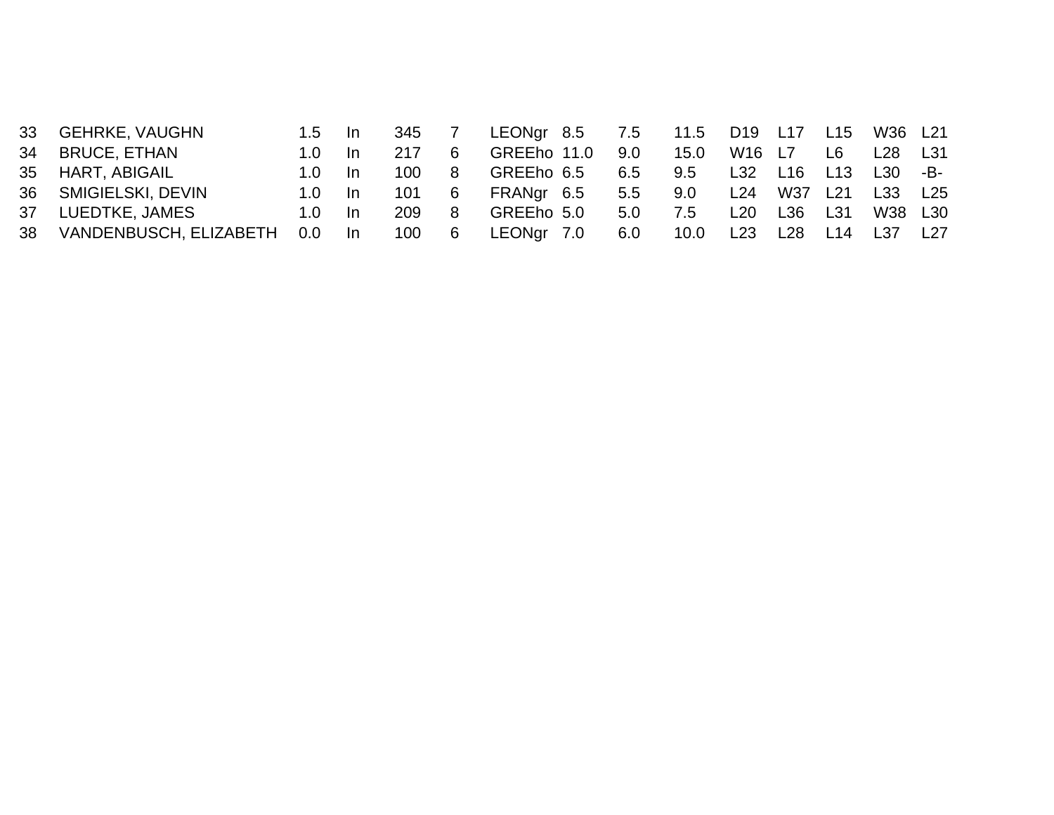| | | | | | | | | | | | | | | | |
|---|---|---|---|---|---|---|---|---|---|---|---|---|---|---|---|
| 33 | GEHRKE, VAUGHN | 1.5 | In | 345 | 7 | LEONgr | 8.5 | 7.5 | 11.5 | D19 | L17 | L15 | W36 | L21 |
| 34 | BRUCE, ETHAN | 1.0 | In | 217 | 6 | GREEho | 11.0 | 9.0 | 15.0 | W16 | L7 | L6 | L28 | L31 |
| 35 | HART, ABIGAIL | 1.0 | In | 100 | 8 | GREEho | 6.5 | 6.5 | 9.5 | L32 | L16 | L13 | L30 | -B- |
| 36 | SMIGIELSKI, DEVIN | 1.0 | In | 101 | 6 | FRANgr | 6.5 | 5.5 | 9.0 | L24 | W37 | L21 | L33 | L25 |
| 37 | LUEDTKE, JAMES | 1.0 | In | 209 | 8 | GREEho | 5.0 | 5.0 | 7.5 | L20 | L36 | L31 | W38 | L30 |
| 38 | VANDENBUSCH, ELIZABETH | 0.0 | In | 100 | 6 | LEONgr | 7.0 | 6.0 | 10.0 | L23 | L28 | L14 | L37 | L27 |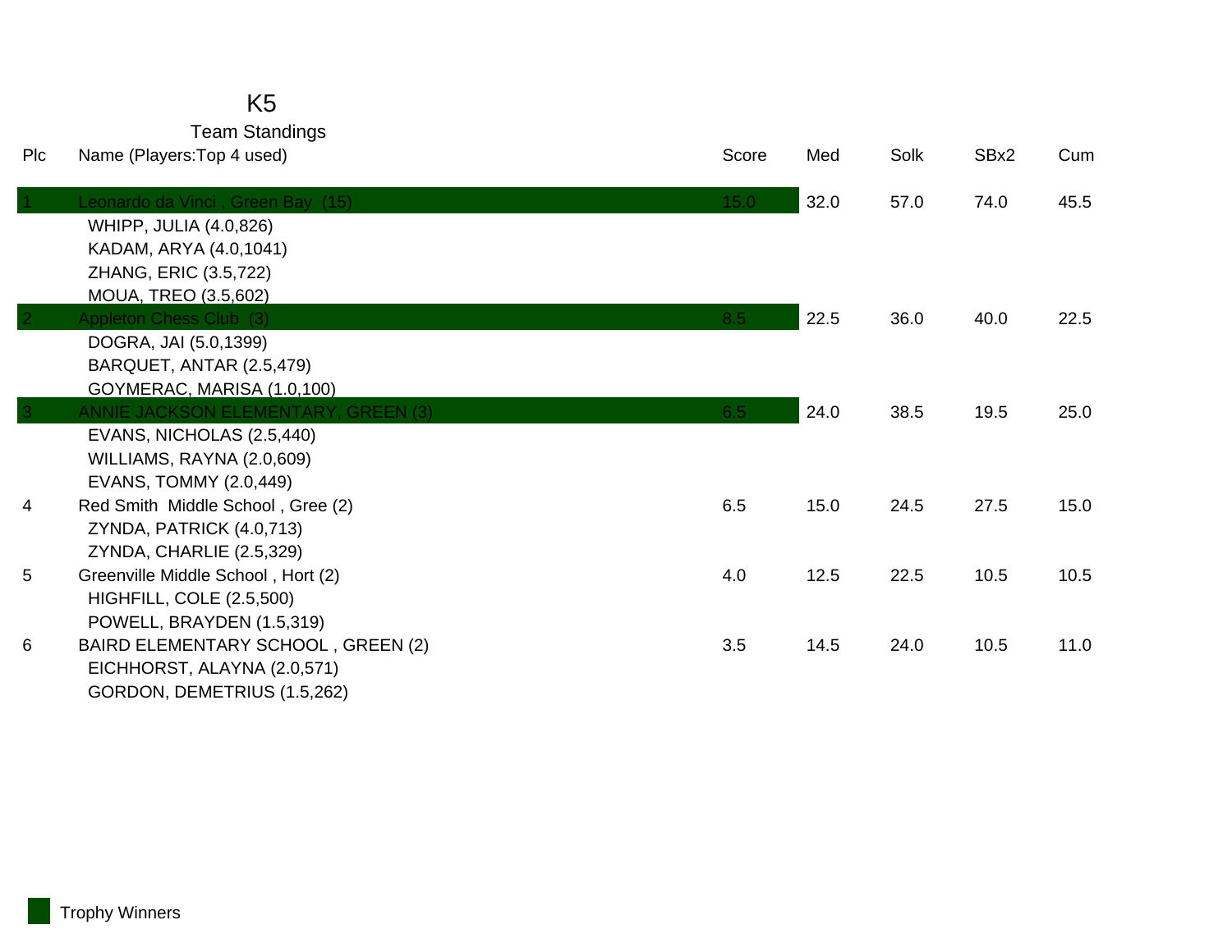# K5

## Team Standings

| Plc | Name (Players:Top 4 used) | Score | Med | Solk | SBx2 | Cum |
|---|---|---|---|---|---|---|
| 1 | Leonardo da Vinci , Green Bay (15) | 15.0 | 32.0 | 57.0 | 74.0 | 45.5 |
| | WHIPP, JULIA (4.0,826) | | | | | |
| | KADAM, ARYA (4.0,1041) | | | | | |
| | ZHANG, ERIC (3.5,722) | | | | | |
| | MOUA, TREO (3.5,602) | | | | | |
| 2 | Appleton Chess Club (3) | 8.5 | 22.5 | 36.0 | 40.0 | 22.5 |
| | DOGRA, JAI (5.0,1399) | | | | | |
| | BARQUET, ANTAR (2.5,479) | | | | | |
| | GOYMERAC, MARISA (1.0,100) | | | | | |
| 3 | ANNIE JACKSON ELEMENTARY, GREEN (3) | 6.5 | 24.0 | 38.5 | 19.5 | 25.0 |
| | EVANS, NICHOLAS (2.5,440) | | | | | |
| | WILLIAMS, RAYNA (2.0,609) | | | | | |
| | EVANS, TOMMY (2.0,449) | | | | | |
| 4 | Red Smith Middle School , Gree (2) | 6.5 | 15.0 | 24.5 | 27.5 | 15.0 |
| | ZYNDA, PATRICK (4.0,713) | | | | | |
| | ZYNDA, CHARLIE (2.5,329) | | | | | |
| 5 | Greenville Middle School , Hort (2) | 4.0 | 12.5 | 22.5 | 10.5 | 10.5 |
| | HIGHFILL, COLE (2.5,500) | | | | | |
| | POWELL, BRAYDEN (1.5,319) | | | | | |
| 6 | BAIRD ELEMENTARY SCHOOL , GREEN (2) | 3.5 | 14.5 | 24.0 | 10.5 | 11.0 |
| | EICHHORST, ALAYNA (2.0,571) | | | | | |
| | GORDON, DEMETRIUS (1.5,262) | | | | | |

Trophy Winners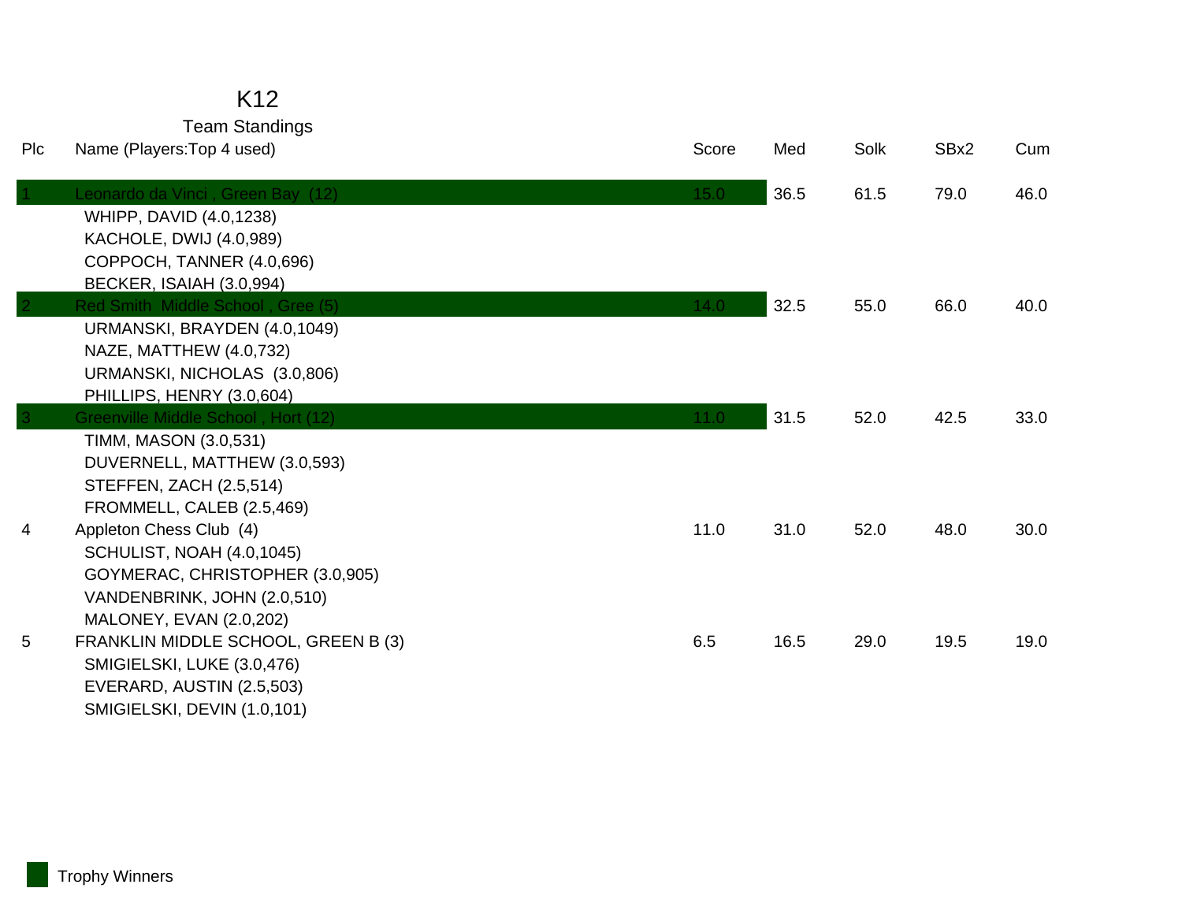# K12

## Team Standings

| Plc | Name (Players:Top 4 used) | Score | Med | Solk | SBx2 | Cum |
|---|---|---|---|---|---|---|
| 1 | Leonardo da Vinci , Green Bay (12) | 15.0 | 36.5 | 61.5 | 79.0 | 46.0 |
| | WHIPP, DAVID (4.0,1238) | | | | | |
| | KACHOLE, DWIJ (4.0,989) | | | | | |
| | COPPOCH, TANNER (4.0,696) | | | | | |
| | BECKER, ISAIAH (3.0,994) | | | | | |
| 2 | Red Smith Middle School , Gree (5) | 14.0 | 32.5 | 55.0 | 66.0 | 40.0 |
| | URMANSKI, BRAYDEN (4.0,1049) | | | | | |
| | NAZE, MATTHEW (4.0,732) | | | | | |
| | URMANSKI, NICHOLAS (3.0,806) | | | | | |
| | PHILLIPS, HENRY (3.0,604) | | | | | |
| 3 | Greenville Middle School , Hort (12) | 11.0 | 31.5 | 52.0 | 42.5 | 33.0 |
| | TIMM, MASON (3.0,531) | | | | | |
| | DUVERNELL, MATTHEW (3.0,593) | | | | | |
| | STEFFEN, ZACH (2.5,514) | | | | | |
| | FROMMELL, CALEB (2.5,469) | | | | | |
| 4 | Appleton Chess Club (4) | 11.0 | 31.0 | 52.0 | 48.0 | 30.0 |
| | SCHULIST, NOAH (4.0,1045) | | | | | |
| | GOYMERAC, CHRISTOPHER (3.0,905) | | | | | |
| | VANDENBRINK, JOHN (2.0,510) | | | | | |
| | MALONEY, EVAN (2.0,202) | | | | | |
| 5 | FRANKLIN MIDDLE SCHOOL, GREEN B (3) | 6.5 | 16.5 | 29.0 | 19.5 | 19.0 |
| | SMIGIELSKI, LUKE (3.0,476) | | | | | |
| | EVERARD, AUSTIN (2.5,503) | | | | | |
| | SMIGIELSKI, DEVIN (1.0,101) | | | | | |

Trophy Winners